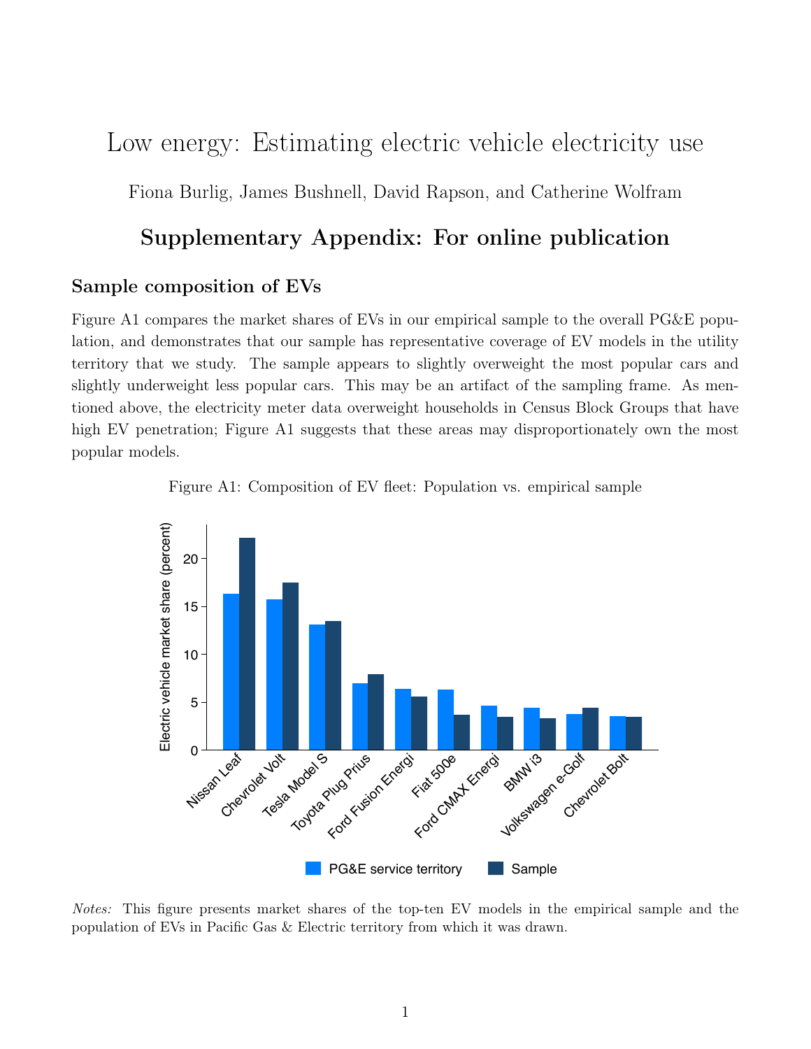# Low energy: Estimating electric vehicle electricity use

Fiona Burlig, James Bushnell, David Rapson, and Catherine Wolfram

## Supplementary Appendix: For online publication

### Sample composition of EVs

Figure A1 compares the market shares of EVs in our empirical sample to the overall PG&E population, and demonstrates that our sample has representative coverage of EV models in the utility territory that we study. The sample appears to slightly overweight the most popular cars and slightly underweight less popular cars. This may be an artifact of the sampling frame. As mentioned above, the electricity meter data overweight households in Census Block Groups that have high EV penetration; Figure A1 suggests that these areas may disproportionately own the most popular models.

Figure A1: Composition of EV fleet: Population vs. empirical sample

*Notes:* This figure presents market shares of the top-ten EV models in the empirical sample and the population of EVs in Pacific Gas & Electric territory from which it was drawn.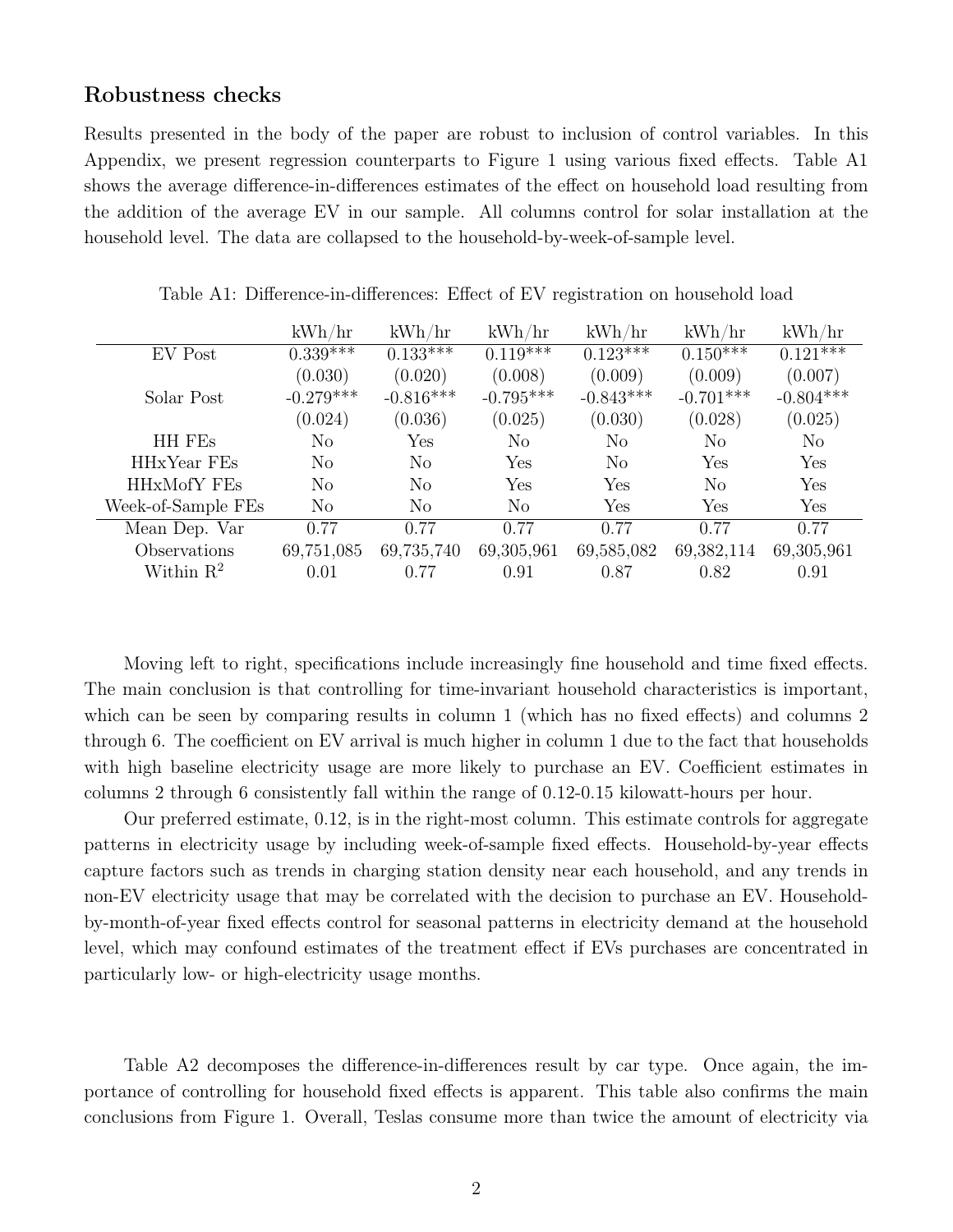## Robustness checks

Results presented in the body of the paper are robust to inclusion of control variables. In this Appendix, we present regression counterparts to Figure 1 using various fixed effects. Table A1 shows the average difference-in-differences estimates of the effect on household load resulting from the addition of the average EV in our sample. All columns control for solar installation at the household level. The data are collapsed to the household-by-week-of-sample level.

Table A1: Difference-in-differences: Effect of EV registration on household load

| | kWh/hr | kWh/hr | kWh/hr | kWh/hr | kWh/hr | kWh/hr |
|---|---|---|---|---|---|---|
| EV Post | 0.339*** | 0.133*** | 0.119*** | 0.123*** | 0.150*** | 0.121*** |
| | (0.030) | (0.020) | (0.008) | (0.009) | (0.009) | (0.007) |
| Solar Post | -0.279*** | -0.816*** | -0.795*** | -0.843*** | -0.701*** | -0.804*** |
| | (0.024) | (0.036) | (0.025) | (0.030) | (0.028) | (0.025) |
| HH FEs | No | Yes | No | No | No | No |
| HHxYear FEs | No | No | Yes | No | Yes | Yes |
| HHxMofY FEs | No | No | Yes | Yes | No | Yes |
| Week-of-Sample FEs | No | No | No | Yes | Yes | Yes |
| Mean Dep. Var | 0.77 | 0.77 | 0.77 | 0.77 | 0.77 | 0.77 |
| Observations | 69,751,085 | 69,735,740 | 69,305,961 | 69,585,082 | 69,382,114 | 69,305,961 |
| Within $R^2$ | 0.01 | 0.77 | 0.91 | 0.87 | 0.82 | 0.91 |

Moving left to right, specifications include increasingly fine household and time fixed effects. The main conclusion is that controlling for time-invariant household characteristics is important, which can be seen by comparing results in column 1 (which has no fixed effects) and columns 2 through 6. The coefficient on EV arrival is much higher in column 1 due to the fact that households with high baseline electricity usage are more likely to purchase an EV. Coefficient estimates in columns 2 through 6 consistently fall within the range of 0.12-0.15 kilowatt-hours per hour.

Our preferred estimate, 0.12, is in the right-most column. This estimate controls for aggregate patterns in electricity usage by including week-of-sample fixed effects. Household-by-year effects capture factors such as trends in charging station density near each household, and any trends in non-EV electricity usage that may be correlated with the decision to purchase an EV. Household-by-month-of-year fixed effects control for seasonal patterns in electricity demand at the household level, which may confound estimates of the treatment effect if EVs purchases are concentrated in particularly low- or high-electricity usage months.

Table A2 decomposes the difference-in-differences result by car type. Once again, the importance of controlling for household fixed effects is apparent. This table also confirms the main conclusions from Figure 1. Overall, Teslas consume more than twice the amount of electricity via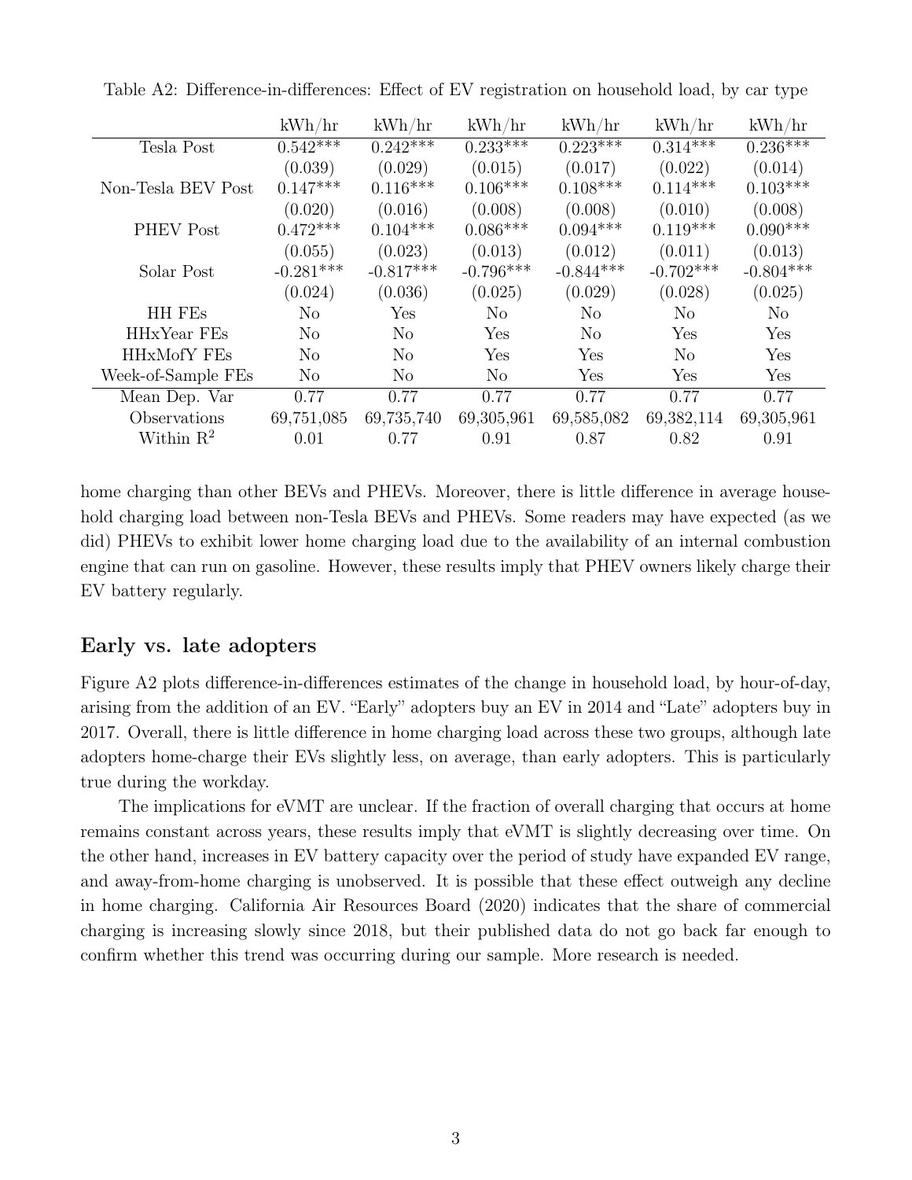Table A2: Difference-in-differences: Effect of EV registration on household load, by car type

| | kWh/hr | kWh/hr | kWh/hr | kWh/hr | kWh/hr | kWh/hr |
|---|---|---|---|---|---|---|
| Tesla Post | 0.542*** | 0.242*** | 0.233*** | 0.223*** | 0.314*** | 0.236*** |
| | (0.039) | (0.029) | (0.015) | (0.017) | (0.022) | (0.014) |
| Non-Tesla BEV Post | 0.147*** | 0.116*** | 0.106*** | 0.108*** | 0.114*** | 0.103*** |
| | (0.020) | (0.016) | (0.008) | (0.008) | (0.010) | (0.008) |
| PHEV Post | 0.472*** | 0.104*** | 0.086*** | 0.094*** | 0.119*** | 0.090*** |
| | (0.055) | (0.023) | (0.013) | (0.012) | (0.011) | (0.013) |
| Solar Post | -0.281*** | -0.817*** | -0.796*** | -0.844*** | -0.702*** | -0.804*** |
| | (0.024) | (0.036) | (0.025) | (0.029) | (0.028) | (0.025) |
| HH FEs | No | Yes | No | No | No | No |
| HHxYear FEs | No | No | Yes | No | Yes | Yes |
| HHxMofY FEs | No | No | Yes | Yes | No | Yes |
| Week-of-Sample FEs | No | No | No | Yes | Yes | Yes |
| Mean Dep. Var | 0.77 | 0.77 | 0.77 | 0.77 | 0.77 | 0.77 |
| Observations | 69,751,085 | 69,735,740 | 69,305,961 | 69,585,082 | 69,382,114 | 69,305,961 |
| Within $R^2$ | 0.01 | 0.77 | 0.91 | 0.87 | 0.82 | 0.91 |

home charging than other BEVs and PHEVs. Moreover, there is little difference in average household charging load between non-Tesla BEVs and PHEVs. Some readers may have expected (as we did) PHEVs to exhibit lower home charging load due to the availability of an internal combustion engine that can run on gasoline. However, these results imply that PHEV owners likely charge their EV battery regularly.

## Early vs. late adopters

Figure A2 plots difference-in-differences estimates of the change in household load, by hour-of-day, arising from the addition of an EV. "Early" adopters buy an EV in 2014 and "Late" adopters buy in 2017. Overall, there is little difference in home charging load across these two groups, although late adopters home-charge their EVs slightly less, on average, than early adopters. This is particularly true during the workday.

The implications for eVMT are unclear. If the fraction of overall charging that occurs at home remains constant across years, these results imply that eVMT is slightly decreasing over time. On the other hand, increases in EV battery capacity over the period of study have expanded EV range, and away-from-home charging is unobserved. It is possible that these effect outweigh any decline in home charging. California Air Resources Board (2020) indicates that the share of commercial charging is increasing slowly since 2018, but their published data do not go back far enough to confirm whether this trend was occurring during our sample. More research is needed.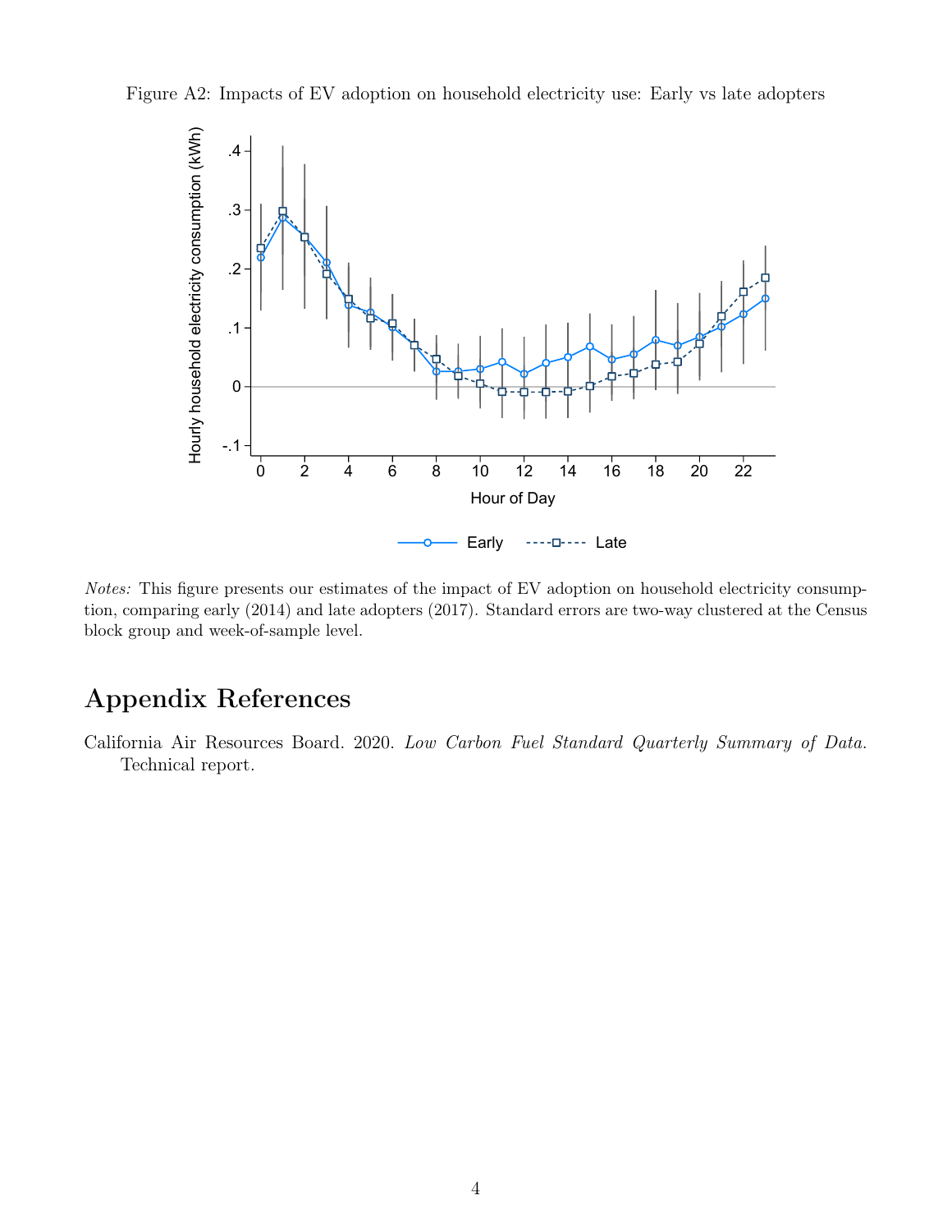Figure A2: Impacts of EV adoption on household electricity use: Early vs late adopters

Hourly household electricity consumption (kWh)

.4
.3
.2
.1
0
-.1

0 2 4 6 8 10 12 14 16 18 20 22

Hour of Day

Early
Late

*Notes:* This figure presents our estimates of the impact of EV adoption on household electricity consumption, comparing early (2014) and late adopters (2017). Standard errors are two-way clustered at the Census block group and week-of-sample level.

# Appendix References

California Air Resources Board. 2020. *Low Carbon Fuel Standard Quarterly Summary of Data.* Technical report.